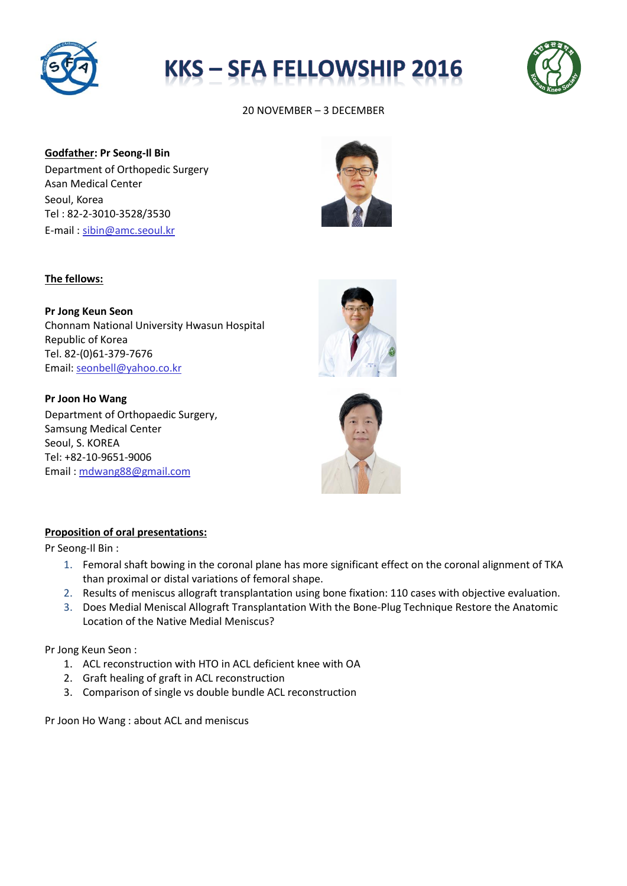# KKS – SFA FELLOWSHIP 2016

20 NOVEMBER – 3 DECEMBER

**Godfather: Pr Seong-Il Bin**
Department of Orthopedic Surgery
Asan Medical Center
Seoul, Korea
Tel : 82-2-3010-3528/3530
E-mail : sibin@amc.seoul.kr

**The fellows:**

**Pr Jong Keun Seon**
Chonnam National University Hwasun Hospital
Republic of Korea
Tel. 82-(0)61-379-7676
Email: seonbell@yahoo.co.kr

**Pr Joon Ho Wang**
Department of Orthopaedic Surgery,
Samsung Medical Center
Seoul, S. KOREA
Tel: +82-10-9651-9006
Email : mdwang88@gmail.com

**Proposition of oral presentations:**

Pr Seong-Il Bin :

1. Femoral shaft bowing in the coronal plane has more significant effect on the coronal alignment of TKA than proximal or distal variations of femoral shape.
2. Results of meniscus allograft transplantation using bone fixation: 110 cases with objective evaluation.
3. Does Medial Meniscal Allograft Transplantation With the Bone-Plug Technique Restore the Anatomic Location of the Native Medial Meniscus?

Pr Jong Keun Seon :

1. ACL reconstruction with HTO in ACL deficient knee with OA
2. Graft healing of graft in ACL reconstruction
3. Comparison of single vs double bundle ACL reconstruction

Pr Joon Ho Wang : about ACL and meniscus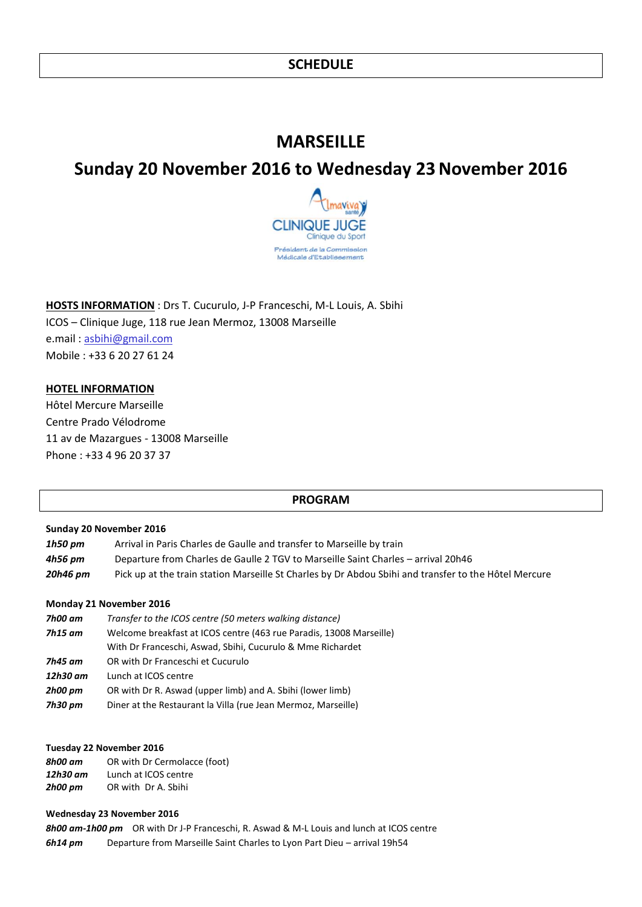## SCHEDULE

# MARSEILLE

## Sunday 20 November 2016 to Wednesday 23 November 2016

**HOSTS INFORMATION** : Drs T. Cucurulo, J-P Franceschi, M-L Louis, A. Sbihi
ICOS – Clinique Juge, 118 rue Jean Mermoz, 13008 Marseille
e.mail : asbihi@gmail.com
Mobile : +33 6 20 27 61 24

**HOTEL INFORMATION**
Hôtel Mercure Marseille
Centre Prado Vélodrome
11 av de Mazargues - 13008 Marseille
Phone : +33 4 96 20 37 37

## PROGRAM

**Sunday 20 November 2016**

| | |
|---|---|
| ***1h50 pm*** | Arrival in Paris Charles de Gaulle and transfer to Marseille by train |
| ***4h56 pm*** | Departure from Charles de Gaulle 2 TGV to Marseille Saint Charles – arrival 20h46 |
| ***20h46 pm*** | Pick up at the train station Marseille St Charles by Dr Abdou Sbihi and transfer to the Hôtel Mercure |

**Monday 21 November 2016**

| | |
|---|---|
| ***7h00 am*** | *Transfer to the ICOS centre (50 meters walking distance)* |
| ***7h15 am*** | Welcome breakfast at ICOS centre (463 rue Paradis, 13008 Marseille)<br>With Dr Franceschi, Aswad, Sbihi, Cucurulo & Mme Richardet |
| ***7h45 am*** | OR with Dr Franceschi et Cucurulo |
| ***12h30 am*** | Lunch at ICOS centre |
| ***2h00 pm*** | OR with Dr R. Aswad (upper limb) and A. Sbihi (lower limb) |
| ***7h30 pm*** | Diner at the Restaurant la Villa (rue Jean Mermoz, Marseille) |

**Tuesday 22 November 2016**

| | |
|---|---|
| ***8h00 am*** | OR with Dr Cermolacce (foot) |
| ***12h30 am*** | Lunch at ICOS centre |
| ***2h00 pm*** | OR with Dr A. Sbihi |

**Wednesday 23 November 2016**

| | |
|---|---|
| ***8h00 am-1h00 pm*** | OR with Dr J-P Franceschi, R. Aswad & M-L Louis and lunch at ICOS centre |
| ***6h14 pm*** | Departure from Marseille Saint Charles to Lyon Part Dieu – arrival 19h54 |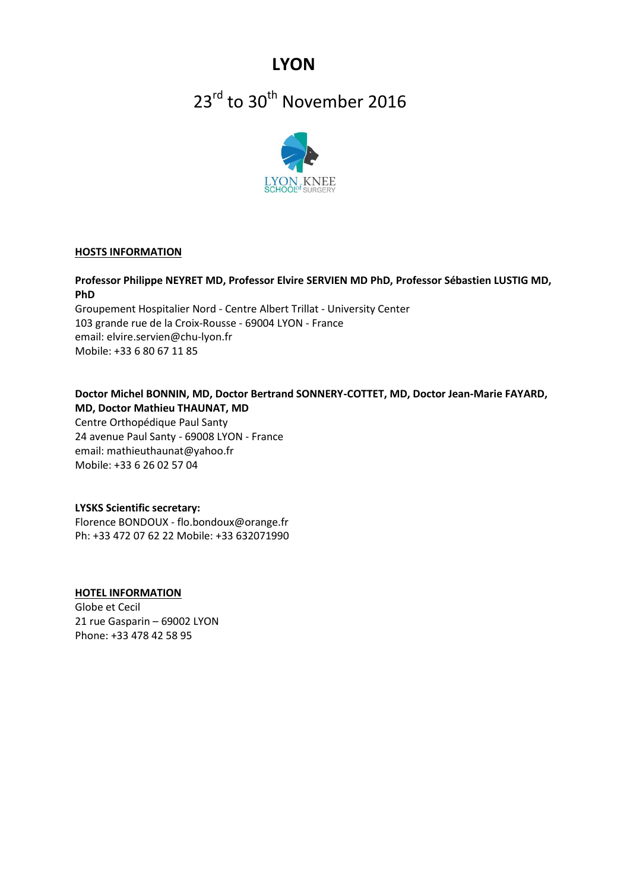# LYON

## 23rd to 30th November 2016

### HOSTS INFORMATION

**Professor Philippe NEYRET MD, Professor Elvire SERVIEN MD PhD, Professor Sébastien LUSTIG MD, PhD**
Groupement Hospitalier Nord - Centre Albert Trillat - University Center
103 grande rue de la Croix-Rousse - 69004 LYON - France
email: elvire.servien@chu-lyon.fr
Mobile: +33 6 80 67 11 85

**Doctor Michel BONNIN, MD, Doctor Bertrand SONNERY-COTTET, MD, Doctor Jean-Marie FAYARD, MD, Doctor Mathieu THAUNAT, MD**
Centre Orthopédique Paul Santy
24 avenue Paul Santy - 69008 LYON - France
email: mathieuthaunat@yahoo.fr
Mobile: +33 6 26 02 57 04

**LYSKS Scientific secretary:**
Florence BONDOUX - flo.bondoux@orange.fr
Ph: +33 472 07 62 22 Mobile: +33 632071990

### HOTEL INFORMATION

Globe et Cecil
21 rue Gasparin – 69002 LYON
Phone: +33 478 42 58 95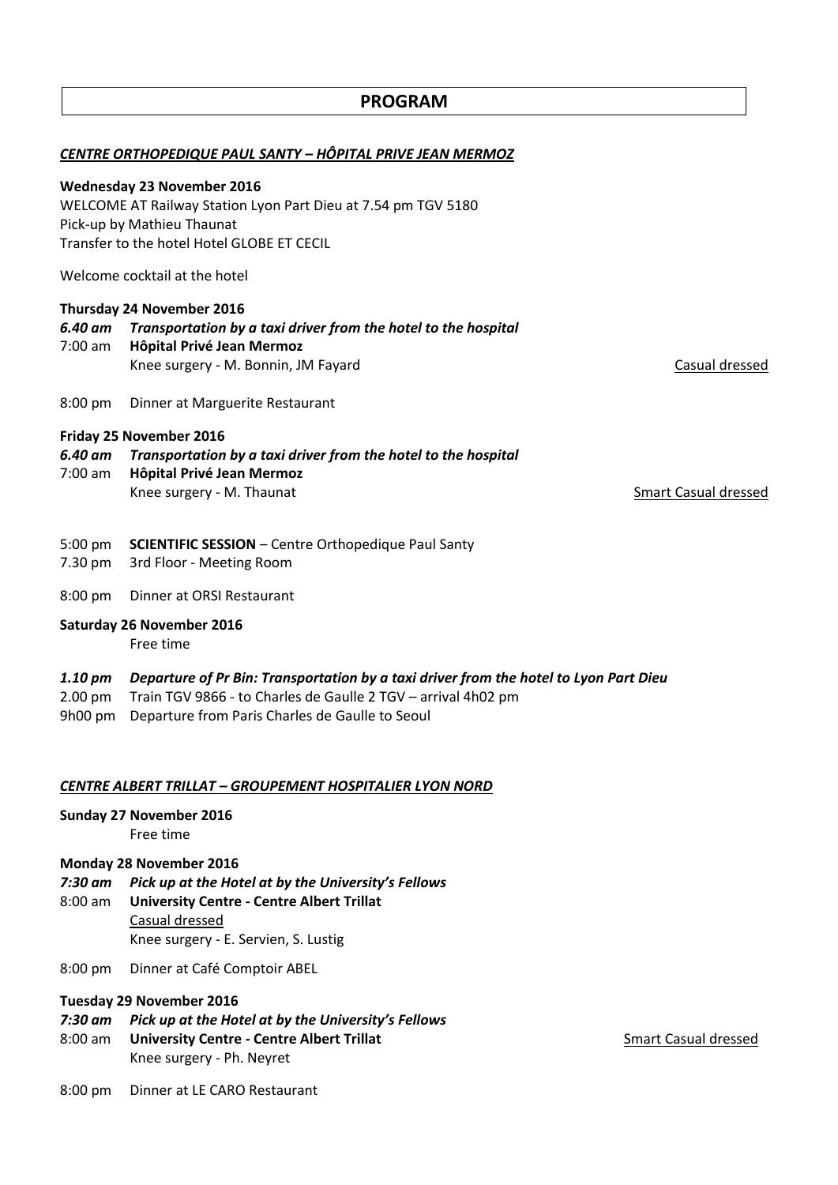# PROGRAM

***CENTRE ORTHOPEDIQUE PAUL SANTY – HÔPITAL PRIVE JEAN MERMOZ***

**Wednesday 23 November 2016**
WELCOME AT Railway Station Lyon Part Dieu at 7.54 pm TGV 5180
Pick-up by Mathieu Thaunat
Transfer to the hotel Hotel GLOBE ET CECIL

Welcome cocktail at the hotel

**Thursday 24 November 2016**

***6.40 am*** ***Transportation by a taxi driver from the hotel to the hospital***
7:00 am **Hôpital Privé Jean Mermoz**
Knee surgery - M. Bonnin, JM Fayard — Casual dressed

8:00 pm Dinner at Marguerite Restaurant

**Friday 25 November 2016**

***6.40 am*** ***Transportation by a taxi driver from the hotel to the hospital***
7:00 am **Hôpital Privé Jean Mermoz**
Knee surgery - M. Thaunat — Smart Casual dressed

5:00 pm **SCIENTIFIC SESSION** – Centre Orthopedique Paul Santy
7.30 pm 3rd Floor - Meeting Room

8:00 pm Dinner at ORSI Restaurant

**Saturday 26 November 2016**
Free time

***1.10 pm*** ***Departure of Pr Bin: Transportation by a taxi driver from the hotel to Lyon Part Dieu***
2.00 pm Train TGV 9866 - to Charles de Gaulle 2 TGV – arrival 4h02 pm
9h00 pm Departure from Paris Charles de Gaulle to Seoul

***CENTRE ALBERT TRILLAT – GROUPEMENT HOSPITALIER LYON NORD***

**Sunday 27 November 2016**
Free time

**Monday 28 November 2016**

***7:30 am*** ***Pick up at the Hotel at by the University's Fellows***
8:00 am **University Centre - Centre Albert Trillat**
Casual dressed
Knee surgery - E. Servien, S. Lustig

8:00 pm Dinner at Café Comptoir ABEL

**Tuesday 29 November 2016**

***7:30 am*** ***Pick up at the Hotel at by the University's Fellows***
8:00 am **University Centre - Centre Albert Trillat** — Smart Casual dressed
Knee surgery - Ph. Neyret

8:00 pm Dinner at LE CARO Restaurant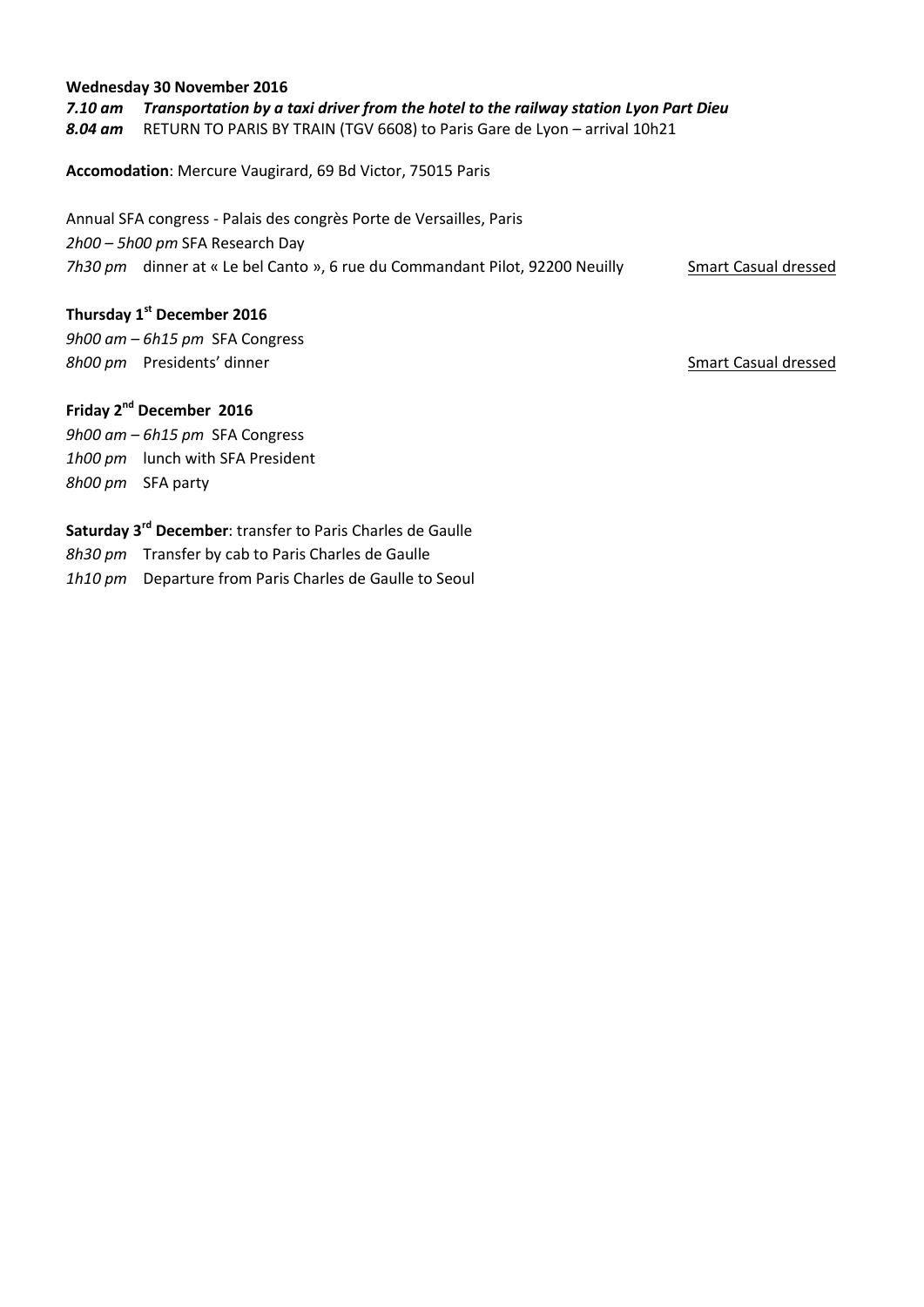**Wednesday 30 November 2016**

***7.10 am Transportation by a taxi driver from the hotel to the railway station Lyon Part Dieu***

***8.04 am*** RETURN TO PARIS BY TRAIN (TGV 6608) to Paris Gare de Lyon – arrival 10h21

**Accomodation**: Mercure Vaugirard, 69 Bd Victor, 75015 Paris

Annual SFA congress - Palais des congrès Porte de Versailles, Paris

*2h00 – 5h00 pm* SFA Research Day

*7h30 pm* dinner at « Le bel Canto », 6 rue du Commandant Pilot, 92200 Neuilly — Smart Casual dressed

**Thursday 1st December 2016**

*9h00 am – 6h15 pm* SFA Congress

*8h00 pm* Presidents' dinner — Smart Casual dressed

**Friday 2nd December 2016**

*9h00 am – 6h15 pm* SFA Congress

*1h00 pm* lunch with SFA President

*8h00 pm* SFA party

**Saturday 3rd December**: transfer to Paris Charles de Gaulle

*8h30 pm* Transfer by cab to Paris Charles de Gaulle

*1h10 pm* Departure from Paris Charles de Gaulle to Seoul